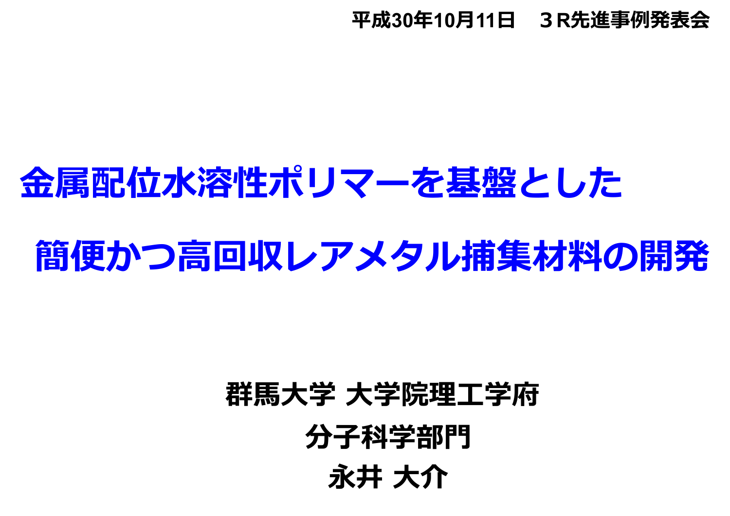平成30年10月11日　３R先進事例発表会

# 金属配位水溶性ポリマーを基盤とした簡便かつ高回収レアメタル捕集材料の開発

**群馬大学 大学院理工学府**

**分子科学部門**

**永井 大介**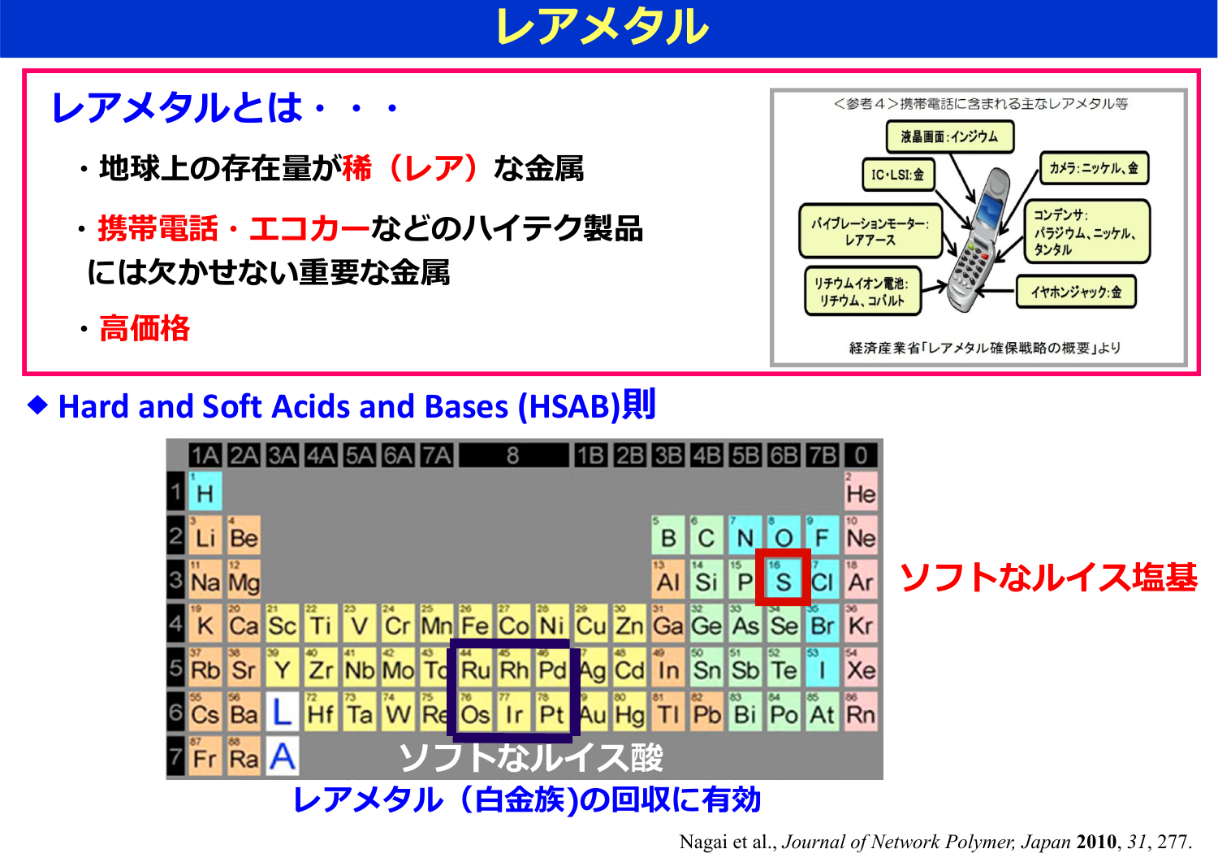# レアメタル

## レアメタルとは・・・

- 地球上の存在量が稀（レア）な金属
- 携帯電話・エコカーなどのハイテク製品には欠かせない重要な金属
- 高価格

＜参考４＞携帯電話に含まれる主なレアメタル等

- 液晶画面：インジウム
- IC・LSI：金
- カメラ：ニッケル、金
- バイブレーションモーター：レアアース
- コンデンサ：パラジウム、ニッケル、タンタル
- リチウムイオン電池：リチウム、コバルト
- イヤホンジャック：金

経済産業省「レアメタル確保戦略の概要」より

### ◆ Hard and Soft Acids and Bases (HSAB)則

ソフトなルイス塩基（S）

ソフトなルイス酸（Ru, Rh, Pd, Os, Ir, Pt）

レアメタル（白金族)の回収に有効

Nagai et al., *Journal of Network Polymer, Japan* **2010**, *31*, 277.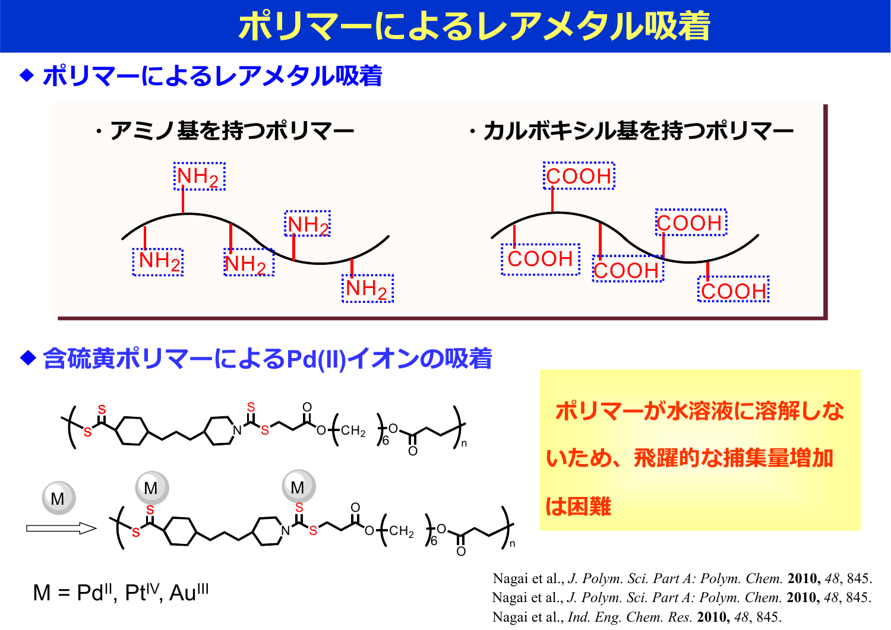# ポリマーによるレアメタル吸着

## ◆ ポリマーによるレアメタル吸着

・アミノ基を持つポリマー

$NH_2$ $NH_2$ $NH_2$ $NH_2$ $NH_2$

・カルボキシル基を持つポリマー

COOH COOH COOH COOH COOH

## ◆ 含硫黄ポリマーによるPd(II)イオンの吸着

M = $Pd^{II}$, $Pt^{IV}$, $Au^{III}$

**ポリマーが水溶液に溶解しないため、飛躍的な捕集量増加は困難**

Nagai et al., *J. Polym. Sci. Part A: Polym. Chem.* **2010,** *48*, 845.
Nagai et al., *J. Polym. Sci. Part A: Polym. Chem.* **2010,** *48*, 845.
Nagai et al., *Ind. Eng. Chem. Res.* **2010,** *48*, 845.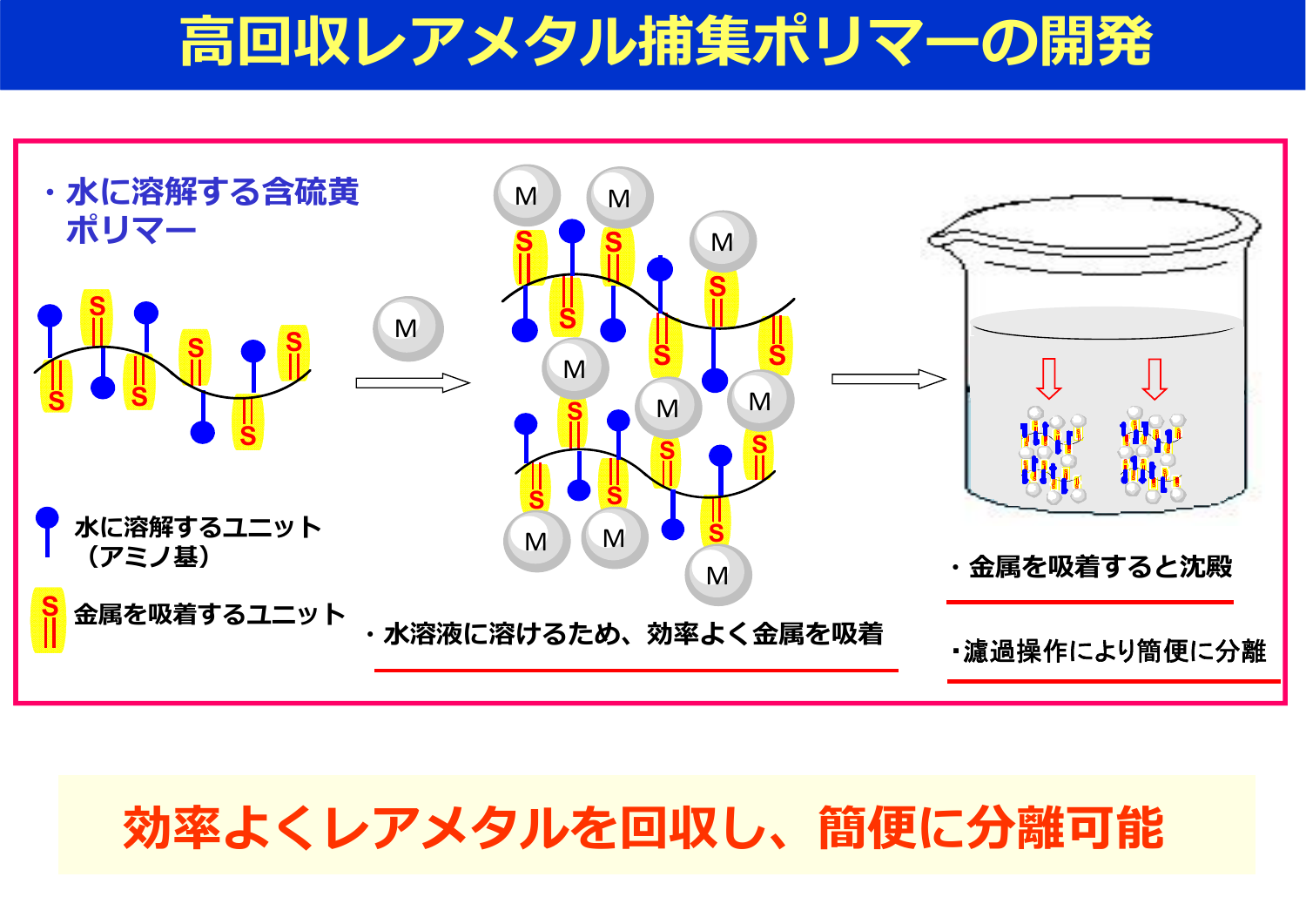# 高回収レアメタル捕集ポリマーの開発

・水に溶解する含硫黄ポリマー

水に溶解するユニット（アミノ基）

金属を吸着するユニット

・水溶液に溶けるため、効率よく金属を吸着

・金属を吸着すると沈殿

・濾過操作により簡便に分離

**効率よくレアメタルを回収し、簡便に分離可能**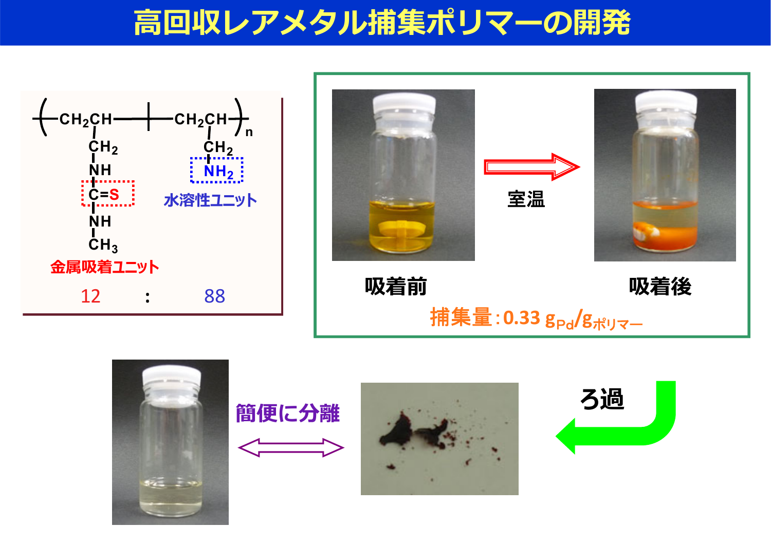# 高回収レアメタル捕集ポリマーの開発

$$-(CH_2CH)-(CH_2CH)_n-$$

金属吸着ユニット: $CH_2$–NH–C=S–NH–$CH_3$

水溶性ユニット: $CH_2$–$NH_2$

金属吸着ユニット 12 : 88 水溶性ユニット

吸着前 → 室温 → 吸着後

捕集量：0.33 $g_{Pd}/g_{ポリマー}$

ろ過

簡便に分離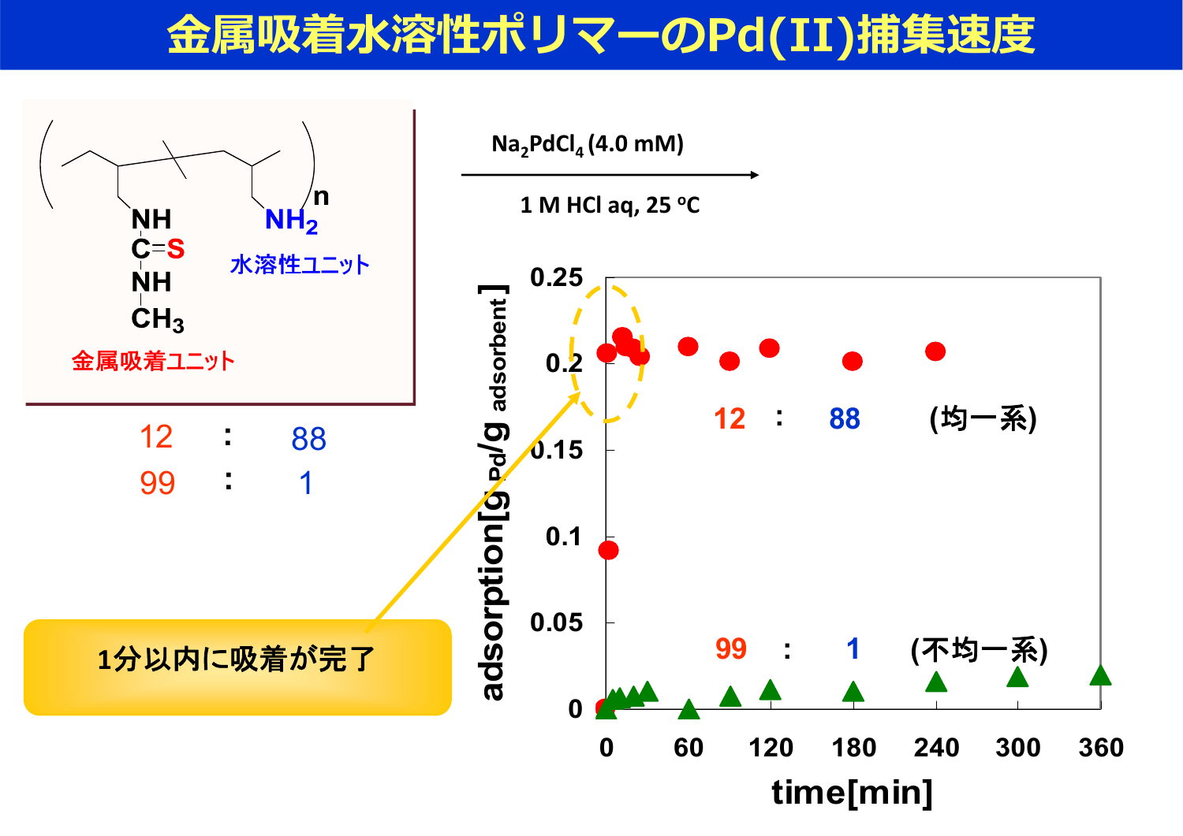# 金属吸着水溶性ポリマーのPd(II)捕集速度

金属吸着ユニット（NH–C(=S)–NH–$CH_3$） / 水溶性ユニット（$NH_2$）

| 金属吸着ユニット | | 水溶性ユニット |
|---|---|---|
| 12 | : | 88 |
| 99 | : | 1 |

$Na_2PdCl_4$ (4.0 mM)

1 M HCl aq, 25 °C

adsorption[$g_{Pd}$/g adsorbent]

time[min]

12 : 88 (均一系)

99 : 1 (不均一系)

1分以内に吸着が完了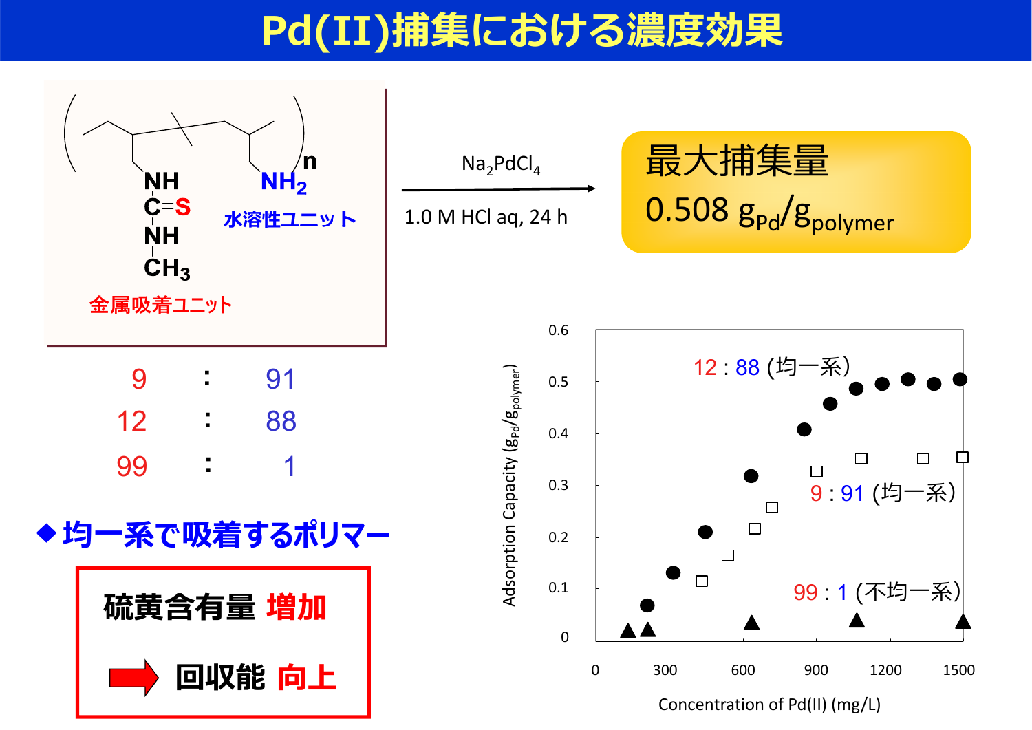# Pd(II)捕集における濃度効果

金属吸着ユニット: NH–C(=S)–NH–$CH_3$

水溶性ユニット: $NH_2$

| 金属吸着ユニット | | 水溶性ユニット |
|---|---|---|
| 9 | : | 91 |
| 12 | : | 88 |
| 99 | : | 1 |

$Na_2PdCl_4$

1.0 M HCl aq, 24 h

**最大捕集量**

**$0.508\ g_{Pd}/g_{polymer}$**

◆ **均一系で吸着するポリマー**

**硫黄含有量 増加**

**➡ 回収能 向上**

Adsorption Capacity ($g_{Pd}/g_{polymer}$) vs. Concentration of Pd(II) (mg/L)

- 12 : 88 (均一系)
- 9 : 91 (均一系)
- 99 : 1 (不均一系)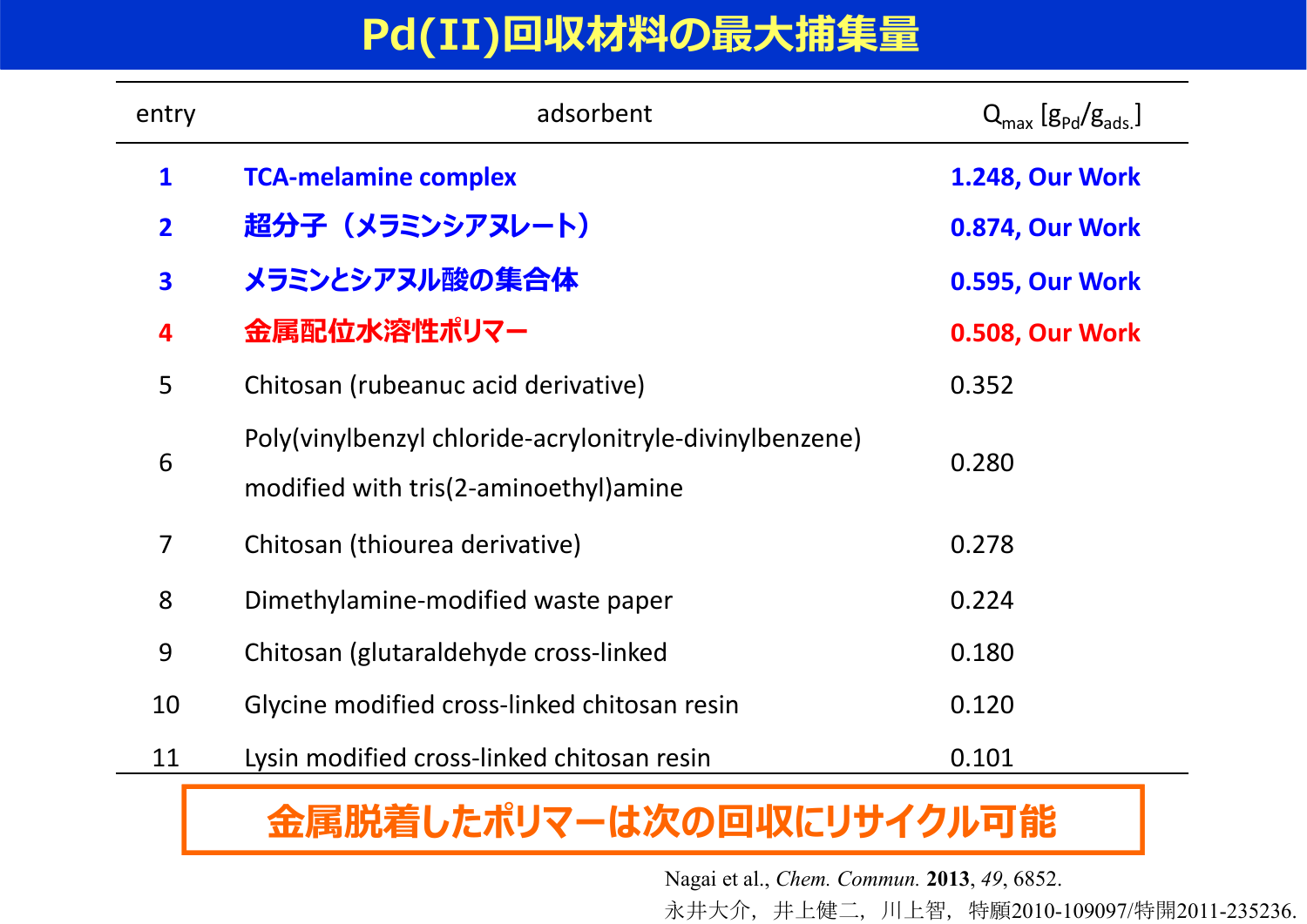# Pd(II)回収材料の最大捕集量

| entry | adsorbent | $Q_{max}$ [$g_{Pd}/g_{ads.}$] |
|---|---|---|
| 1 | TCA-melamine complex | 1.248, Our Work |
| 2 | 超分子（メラミンシアヌレート） | 0.874, Our Work |
| 3 | メラミンとシアヌル酸の集合体 | 0.595, Our Work |
| 4 | 金属配位水溶性ポリマー | 0.508, Our Work |
| 5 | Chitosan (rubeanuc acid derivative) | 0.352 |
| 6 | Poly(vinylbenzyl chloride-acrylonitryle-divinylbenzene) modified with tris(2-aminoethyl)amine | 0.280 |
| 7 | Chitosan (thiourea derivative) | 0.278 |
| 8 | Dimethylamine-modified waste paper | 0.224 |
| 9 | Chitosan (glutaraldehyde cross-linked | 0.180 |
| 10 | Glycine modified cross-linked chitosan resin | 0.120 |
| 11 | Lysin modified cross-linked chitosan resin | 0.101 |

**金属脱着したポリマーは次の回収にリサイクル可能**

Nagai et al., *Chem. Commun.* **2013**, *49*, 6852.

永井大介，井上健二，川上智，特願2010-109097/特開2011-235236.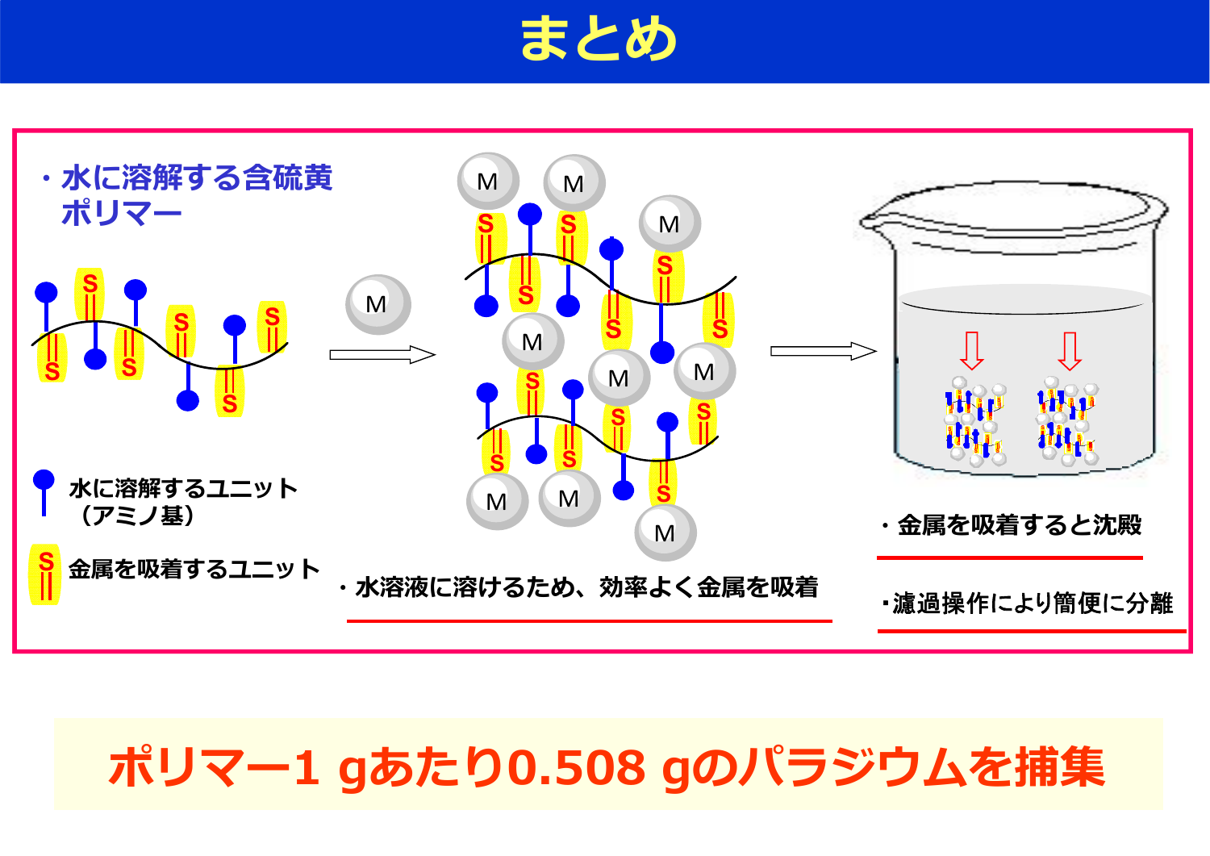# まとめ

・水に溶解する含硫黄ポリマー

水に溶解するユニット（アミノ基）

金属を吸着するユニット

・水溶液に溶けるため、効率よく金属を吸着

・金属を吸着すると沈殿

・濾過操作により簡便に分離

**ポリマー1 gあたり0.508 gのパラジウムを捕集**